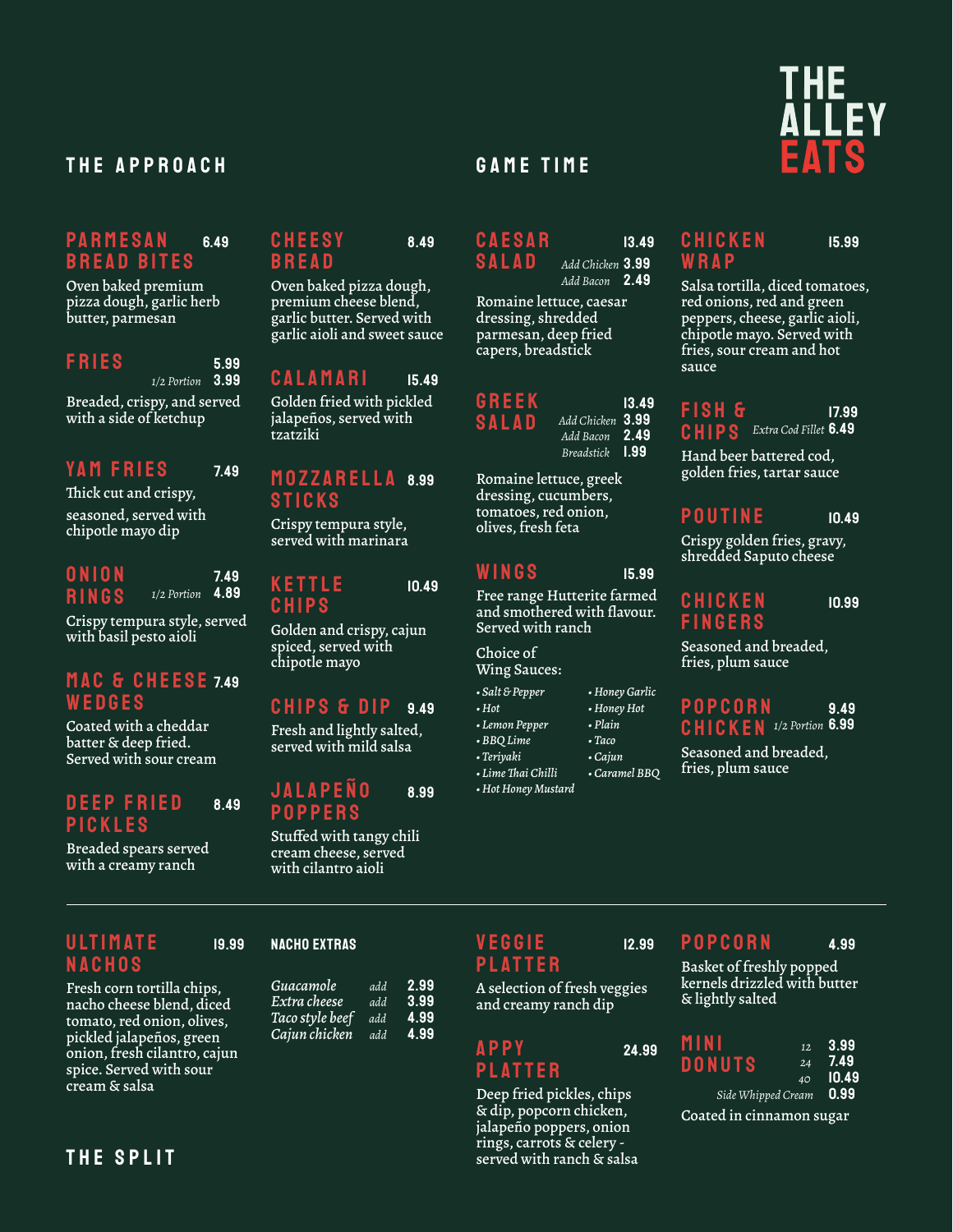# THE ALLEY EATS

## THE APPROACH

### PARMESAN BREAD BITES — 6.49

Oven baked premium pizza dough, garlic herb butter, parmesan

### FRIES — 5.99

*1/2 Portion* 3.99

Breaded, crispy, and served with a side of ketchup

### YAM FRIES — 7.49

Thick cut and crispy, seasoned, served with chipotle mayo dip

### ONION RINGS — 7.49

*1/2 Portion* 4.89

Crispy tempura style, served with basil pesto aioli

### MAC & CHEESE WEDGES — 7.49

Coated with a cheddar batter & deep fried. Served with sour cream

### DEEP FRIED PICKLES — 8.49

Breaded spears served with a creamy ranch

### CHEESY BREAD — 8.49

Oven baked pizza dough, premium cheese blend, garlic butter. Served with garlic aioli and sweet sauce

### CALAMARI — 15.49

Golden fried with pickled jalapeños, served with tzatziki

### MOZZARELLA STICKS — 8.99

Crispy tempura style, served with marinara

### KETTLE CHIPS — 10.49

Golden and crispy, cajun spiced, served with chipotle mayo

### CHIPS & DIP — 9.49

Fresh and lightly salted, served with mild salsa

### JALAPEÑO POPPERS — 8.99

Stuffed with tangy chili cream cheese, served with cilantro aioli

## GAME TIME

### CAESAR SALAD — 13.49

*Add Chicken* 3.99
*Add Bacon* 2.49

Romaine lettuce, caesar dressing, shredded parmesan, deep fried capers, breadstick

### GREEK SALAD — 13.49

*Add Chicken* 3.99
*Add Bacon* 2.49
*Breadstick* 1.99

Romaine lettuce, greek dressing, cucumbers, tomatoes, red onion, olives, fresh feta

### WINGS — 15.99

Free range Hutterite farmed and smothered with flavour. Served with ranch

Choice of Wing Sauces:

- *Salt & Pepper*
- *Hot*
- *Lemon Pepper*
- *BBQ Lime*
- *Teriyaki*
- *Lime Thai Chilli*
- *Hot Honey Mustard*
- *Honey Garlic*
- *Honey Hot*
- *Plain*
- *Taco*
- *Cajun*
- *Caramel BBQ*

### CHICKEN WRAP — 15.99

Salsa tortilla, diced tomatoes, red onions, red and green peppers, cheese, garlic aioli, chipotle mayo. Served with fries, sour cream and hot sauce

### FISH & CHIPS — 17.99

*Extra Cod Fillet* 6.49

Hand beer battered cod, golden fries, tartar sauce

### POUTINE — 10.49

Crispy golden fries, gravy, shredded Saputo cheese

### CHICKEN FINGERS — 10.99

Seasoned and breaded, fries, plum sauce

### POPCORN CHICKEN — 9.49

*1/2 Portion* 6.99

Seasoned and breaded, fries, plum sauce

---

## THE SPLIT

### ULTIMATE NACHOS — 19.99

Fresh corn tortilla chips, nacho cheese blend, diced tomato, red onion, olives, pickled jalapeños, green onion, fresh cilantro, cajun spice. Served with sour cream & salsa

### NACHO EXTRAS

| | | |
|---|---|---|
| *Guacamole* | *add* | 2.99 |
| *Extra cheese* | *add* | 3.99 |
| *Taco style beef* | *add* | 4.99 |
| *Cajun chicken* | *add* | 4.99 |

### VEGGIE PLATTER — 12.99

A selection of fresh veggies and creamy ranch dip

### APPY PLATTER — 24.99

Deep fried pickles, chips & dip, popcorn chicken, jalapeño poppers, onion rings, carrots & celery - served with ranch & salsa

### POPCORN — 4.99

Basket of freshly popped kernels drizzled with butter & lightly salted

### MINI DONUTS

| | |
|---|---|
| *12* | 3.99 |
| *24* | 7.49 |
| *40* | 10.49 |
| *Side Whipped Cream* | 0.99 |

Coated in cinnamon sugar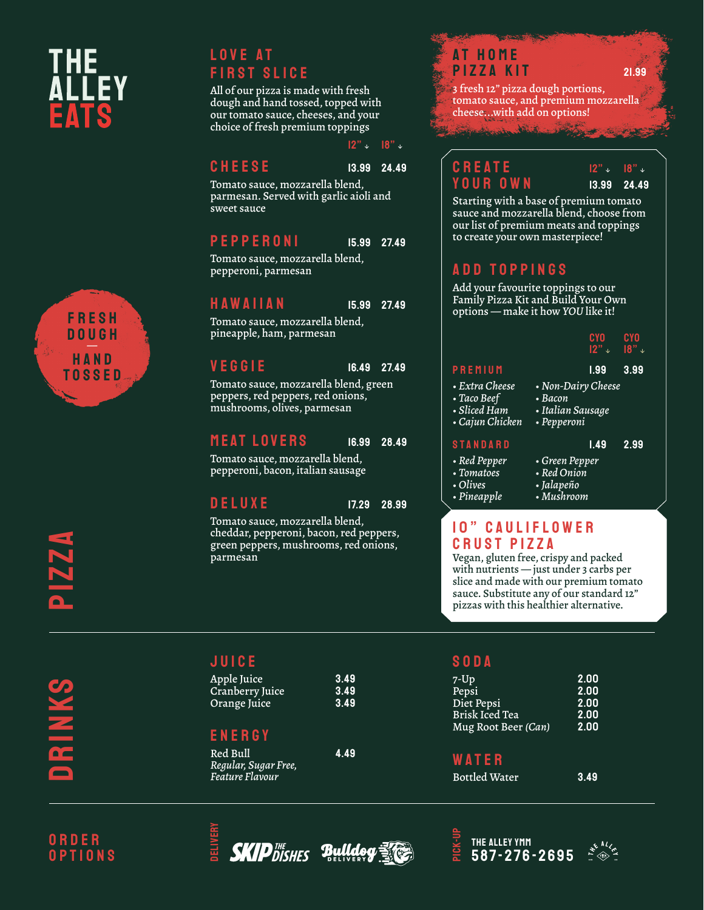# THE ALLEY EATS

**FRESH DOUGH — HAND TOSSED**

## PIZZA

### LOVE AT FIRST SLICE

All of our pizza is made with fresh dough and hand tossed, topped with our tomato sauce, cheeses, and your choice of fresh premium toppings

| | 12" | 18" |
|---|---|---|
| **CHEESE** | 13.99 | 24.49 |
| **PEPPERONI** | 15.99 | 27.49 |
| **HAWAIIAN** | 15.99 | 27.49 |
| **VEGGIE** | 16.49 | 27.49 |
| **MEAT LOVERS** | 16.99 | 28.49 |
| **DELUXE** | 17.29 | 28.99 |

**CHEESE** — Tomato sauce, mozzarella blend, parmesan. Served with garlic aioli and sweet sauce

**PEPPERONI** — Tomato sauce, mozzarella blend, pepperoni, parmesan

**HAWAIIAN** — Tomato sauce, mozzarella blend, pineapple, ham, parmesan

**VEGGIE** — Tomato sauce, mozzarella blend, green peppers, red peppers, red onions, mushrooms, olives, parmesan

**MEAT LOVERS** — Tomato sauce, mozzarella blend, pepperoni, bacon, italian sausage

**DELUXE** — Tomato sauce, mozzarella blend, cheddar, pepperoni, bacon, red peppers, green peppers, mushrooms, red onions, parmesan

### AT HOME PIZZA KIT — 21.99

3 fresh 12" pizza dough portions, tomato sauce, and premium mozzarella cheese...with add on options!

### CREATE YOUR OWN — 12" 13.99 | 18" 24.49

Starting with a base of premium tomato sauce and mozzarella blend, choose from our list of premium meats and toppings to create your own masterpiece!

### ADD TOPPINGS

Add your favourite toppings to our Family Pizza Kit and Build Your Own options — make it how *YOU* like it!

| | CYO 12" | CYO 18" |
|---|---|---|
| **PREMIUM** | 1.99 | 3.99 |
| **STANDARD** | 1.49 | 2.99 |

**PREMIUM**
- *Extra Cheese*
- *Taco Beef*
- *Sliced Ham*
- *Cajun Chicken*
- *Non-Dairy Cheese*
- *Bacon*
- *Italian Sausage*
- *Pepperoni*

**STANDARD**
- *Red Pepper*
- *Tomatoes*
- *Olives*
- *Pineapple*
- *Green Pepper*
- *Red Onion*
- *Jalapeño*
- *Mushroom*

### 10" CAULIFLOWER CRUST PIZZA

Vegan, gluten free, crispy and packed with nutrients — just under 3 carbs per slice and made with our premium tomato sauce. Substitute any of our standard 12" pizzas with this healthier alternative.

## DRINKS

### JUICE

| | |
|---|---|
| Apple Juice | 3.49 |
| Cranberry Juice | 3.49 |
| Orange Juice | 3.49 |

### ENERGY

| | |
|---|---|
| Red Bull *Regular, Sugar Free, Feature Flavour* | 4.49 |

### SODA

| | |
|---|---|
| 7-Up | 2.00 |
| Pepsi | 2.00 |
| Diet Pepsi | 2.00 |
| Brisk Iced Tea | 2.00 |
| Mug Root Beer *(Can)* | 2.00 |

### WATER

| | |
|---|---|
| Bottled Water | 3.49 |

## ORDER OPTIONS

**DELIVERY:** SkipTheDishes, Bulldog Delivery

**PICK-UP:** THE ALLEY YMM 587-276-2695